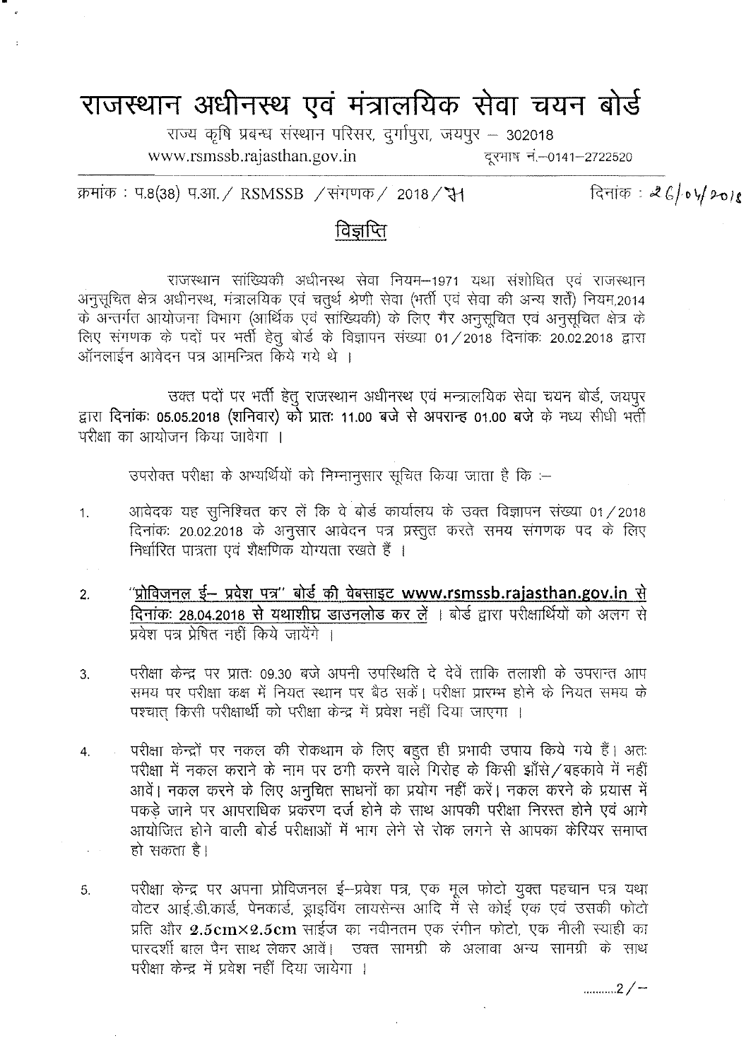# राजस्थान अधीनस्थ एवं मंत्रालयिक सेवा चयन बोर्ड

राज्य कृषि प्रबन्ध संस्थान परिसर, दुर्गापुरा, जयपुर – 302018

www.rsmssb.rajasthan.gov.in दूरभाष नं.–0141–2722520

क्रमांक : प.8(38) प.आ./ RSMSSB /संगणक/ 2018/31 दिनांक : 26/04/2018

## विज्ञप्ति

राजस्थान सांख्यिकी अधीनस्थ सेवा नियम–1971 यथा संशोधित एवं राजस्थान अनुसूचित क्षेत्र अधीनस्थ, मंत्रालयिक एवं चतुर्थ श्रेणी सेवा (भर्ती एवं सेवा की अन्य शर्तें) नियम,2014 के अन्तर्गत आयोजना विभाग (आर्थिक एवं सांख्यिकी) के लिए गैर अनुसूचित एवं अनुसूचित क्षेत्र के लिए संगणक के पदों पर भर्ती हेतु बोर्ड के विज्ञापन संख्या 01/2018 दिनांक: 20.02.2018 द्वारा ऑनलाईन आवेदन पत्र आमन्त्रित किये गये थे ।

उक्त पदों पर भर्ती हेतु राजस्थान अधीनस्थ एवं मन्त्रालयिक सेवा चयन बोर्ड, जयपुर द्वारा **दिनांकः 05.05.2018 (शनिवार) को प्रातः 11.00 बजे से अपरान्ह 01.00 बजे** के मध्य सीधी भर्ती परीक्षा का आयोजन किया जावेगा ।

उपरोक्त परीक्षा के अभ्यर्थियों को निम्नानुसार सूचित किया जाता है कि :–

1. आवेदक यह सुनिश्चित कर लें कि वे बोर्ड कार्यालय के उक्त विज्ञापन संख्या 01/2018 दिनांकः 20.02.2018 के अनुसार आवेदन पत्र प्रस्तुत करते समय संगणक पद के लिए निर्धारित पात्रता एवं शैक्षणिक योग्यता रखते हैं ।

2. **"प्रोविजनल ई– प्रवेश पत्र" बोर्ड की वेबसाइट www.rsmssb.rajasthan.gov.in से दिनांकः 28.04.2018 से यथाशीघ्र डाउनलोड कर लें** । बोर्ड द्वारा परीक्षार्थियों को अलग से प्रवेश पत्र प्रेषित नहीं किये जायेंगे ।

3. परीक्षा केन्द्र पर प्रातः 09.30 बजे अपनी उपस्थिति दे देवें ताकि तलाशी के उपरान्त आप समय पर परीक्षा कक्ष में नियत स्थान पर बैठ सकें। परीक्षा प्रारम्भ होने के नियत समय के पश्चात् किसी परीक्षार्थी को परीक्षा केन्द्र में प्रवेश नहीं दिया जाएगा ।

4. परीक्षा केन्द्रों पर नकल की रोकथाम के लिए बहुत ही प्रभावी उपाय किये गये हैं। अतः परीक्षा में नकल कराने के नाम पर ठगी करने वाले गिरोह के किसी झाँसे/बहकावे में नहीं आवें। नकल करने के लिए अनुचित साधनों का प्रयोग नहीं करें। नकल करने के प्रयास में पकड़े जाने पर आपराधिक प्रकरण दर्ज होने के साथ आपकी परीक्षा निरस्त होने एवं आगे आयोजित होने वाली बोर्ड परीक्षाओं में भाग लेने से रोक लगने से आपका केरियर समाप्त हो सकता है।

5. परीक्षा केन्द्र पर अपना प्रोविजनल ई–प्रवेश पत्र, एक मूल फोटो युक्त पहचान पत्र यथा वोटर आई.डी.कार्ड, पेनकार्ड, ड्राइविंग लायसेन्स आदि में से कोई एक एवं उसकी फोटो प्रति और **2.5cm×2.5cm** साईज का नवीनतम एक रंगीन फोटो, एक नीली स्याही का पारदर्शी बाल पैन साथ लेकर आवें। उक्त सामग्री के अलावा अन्य सामग्री के साथ परीक्षा केन्द्र में प्रवेश नहीं दिया जायेगा ।

..........2/--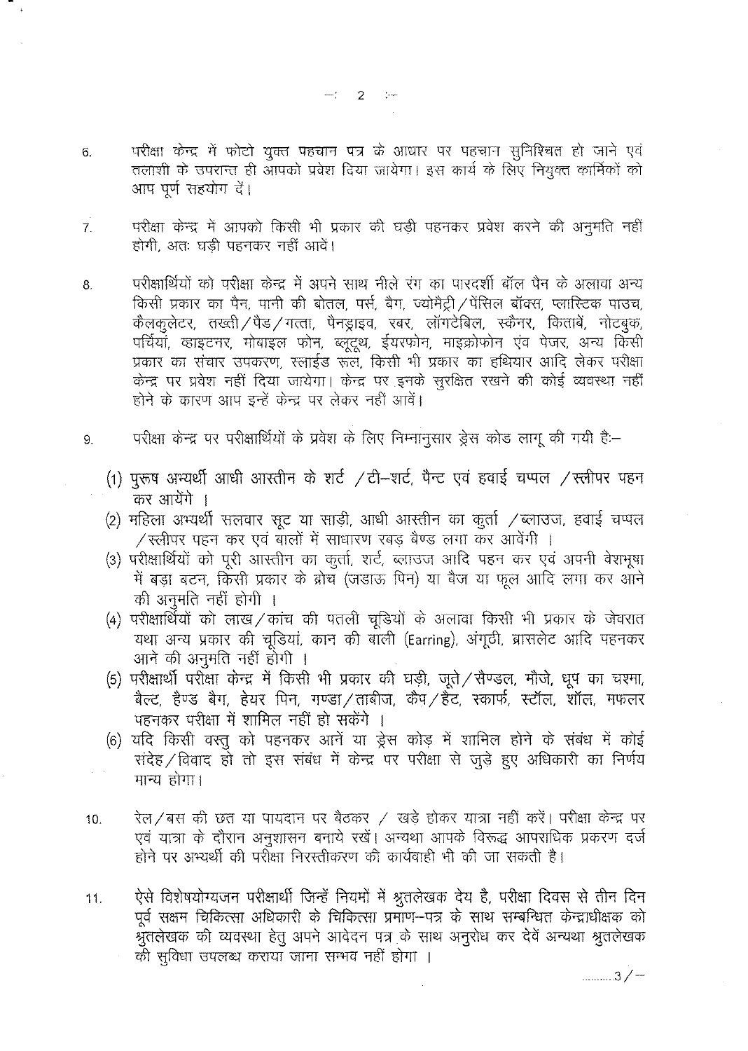6. परीक्षा केन्द्र में फोटो युक्त पहचान पत्र के आधार पर पहचान सुनिश्चित हो जाने एवं तलाशी के उपरान्त ही आपको प्रवेश दिया जायेगा। इस कार्य के लिए नियुक्त कार्मिकों को आप पूर्ण सहयोग दें।

7. परीक्षा केन्द्र में आपको किसी भी प्रकार की घड़ी पहनकर प्रवेश करने की अनुमति नहीं होगी, अतः घड़ी पहनकर नहीं आवें।

8. परीक्षार्थियों को परीक्षा केन्द्र में अपने साथ नीले रंग का पारदर्शी बॉल पैन के अलावा अन्य किसी प्रकार का पैन, पानी की बोतल, पर्स, बैग, ज्योमैट्री/पेंसिल बॉक्स, प्लास्टिक पाउच, कैलकुलेटर, तख्ती/पैड/गत्ता, पैनड्राइव, रबर, लॉगटेबिल, स्कैनर, किताबें, नोटबुक, पर्चियां, व्हाइटनर, मोबाइल फोन, ब्लूटूथ, ईयरफोन, माइक्रोफोन एंव पेजर, अन्य किसी प्रकार का संचार उपकरण, स्लाईड रूल, किसी भी प्रकार का हथियार आदि लेकर परीक्षा केन्द्र पर प्रवेश नहीं दिया जायेगा। केन्द्र पर इनके सुरक्षित रखने की कोई व्यवस्था नहीं होने के कारण आप इन्हें केन्द्र पर लेकर नहीं आवें।

9. परीक्षा केन्द्र पर परीक्षार्थियों के प्रवेश के लिए निम्नानुसार ड्रेस कोड लागू की गयी है:-

   (1) पुरूष अभ्यर्थी आधी आस्तीन के शर्ट /टी-शर्ट, पैन्ट एवं हवाई चप्पल /स्लीपर पहन कर आयेंगे ।
   (2) महिला अभ्यर्थी सलवार सूट या साड़ी, आधी आस्तीन का कुर्ता /ब्लाउज, हवाई चप्पल /स्लीपर पहन कर एवं बालों में साधारण रबड़ बैण्ड लगा कर आवेंगी ।
   (3) परीक्षार्थियों को पूरी आस्तीन का कुर्ता, शर्ट, ब्लाउज आदि पहन कर एवं अपनी वेशभूषा में बड़ा बटन, किसी प्रकार के ब्रोच (जडाऊ पिन) या बैज या फूल आदि लगा कर आने की अनुमति नहीं होगी ।
   (4) परीक्षार्थियों को लाख/कांच की पतली चूडियों के अलावा किसी भी प्रकार के जेवरात यथा अन्य प्रकार की चूडियां, कान की बाली (Earring), अंगूठी, ब्रासलेट आदि पहनकर आने की अनुमति नहीं होगी ।
   (5) परीक्षार्थी परीक्षा केन्द्र में किसी भी प्रकार की घड़ी, जूते/सैण्डल, मौजे, धूप का चश्मा, बैल्ट, हैण्ड बैग, हेयर पिन, गण्डा/ताबीज, कैप/हैट, स्कार्फ, स्टॉल, शॉल, मफलर पहनकर परीक्षा में शामिल नहीं हो सकेंगे ।
   (6) यदि किसी वस्तु को पहनकर आनें या ड्रेस कोड़ में शामिल होने के संबंध में कोई संदेह/विवाद हो तो इस संबंध में केन्द्र पर परीक्षा से जुड़े हुए अधिकारी का निर्णय मान्य होगा।

10. रेल/बस की छत या पायदान पर बैठकर / खड़े होकर यात्रा नहीं करें। परीक्षा केन्द्र पर एवं यात्रा के दौरान अनुशासन बनाये रखें। अन्यथा आपके विरूद्ध आपराधिक प्रकरण दर्ज होने पर अभ्यर्थी की परीक्षा निरस्तीकरण की कार्यवाही भी की जा सकती है।

11. ऐसे विशेषयोग्यजन परीक्षार्थी जिन्हें नियमों में श्रुतलेखक देय है, परीक्षा दिवस से तीन दिन पूर्व सक्षम चिकित्सा अधिकारी के चिकित्सा प्रमाण-पत्र के साथ सम्बन्धित केन्द्राधीक्षक को श्रुतलेखक की व्यवस्था हेतु अपने आवेदन पत्र के साथ अनुरोध कर देवें अन्यथा श्रुतलेखक की सुविधा उपलब्ध कराया जाना सम्भव नहीं होगा ।

..........3/-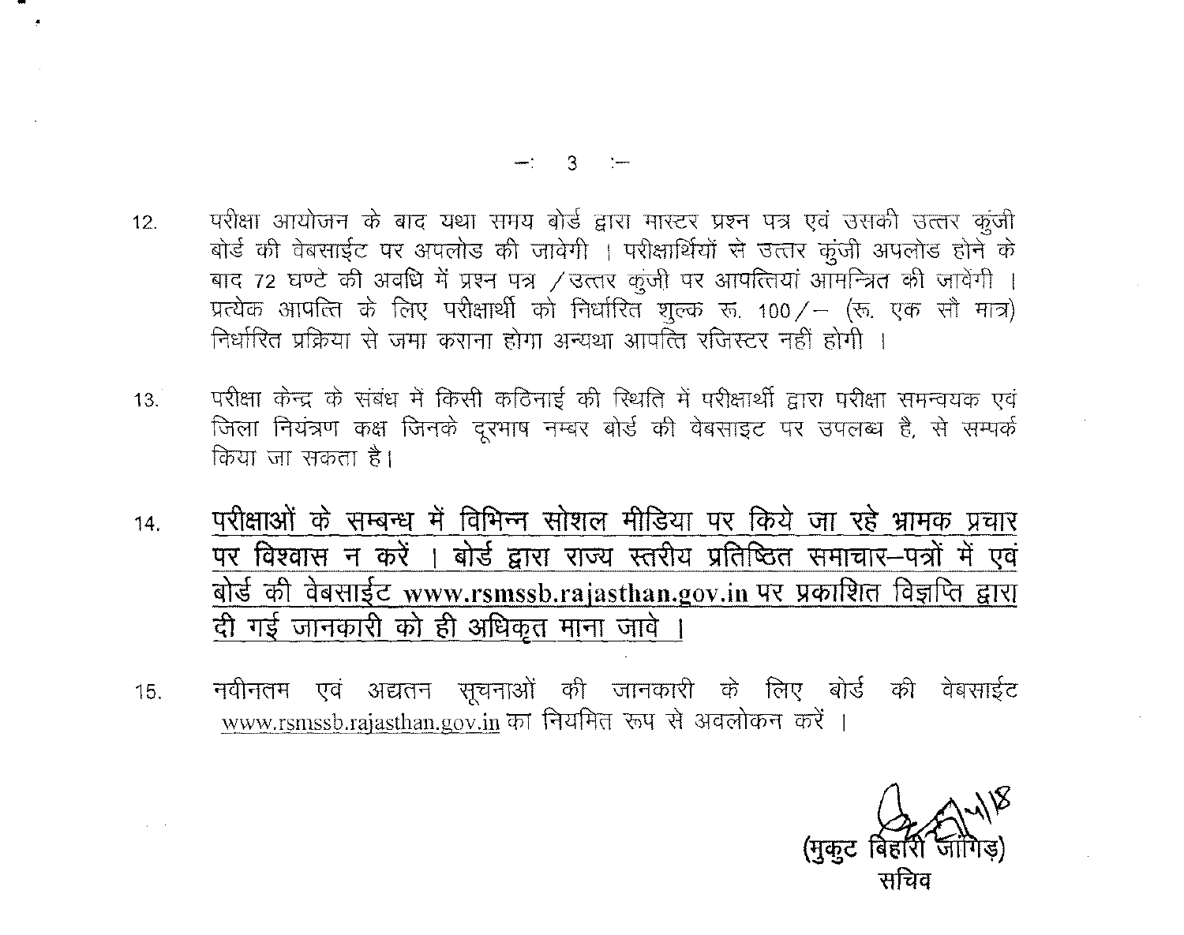12. परीक्षा आयोजन के बाद यथा समय बोर्ड द्वारा मास्टर प्रश्न पत्र एवं उसकी उत्तर कुंजी बोर्ड की वेबसाईट पर अपलोड की जावेगी । परीक्षार्थियों से उत्तर कुंजी अपलोड होने के बाद 72 घण्टे की अवधि में प्रश्न पत्र /उत्तर कुंजी पर आपत्तियां आमन्त्रित की जावेंगी । प्रत्येक आपत्ति के लिए परीक्षार्थी को निर्धारित शुल्क रू. 100/- (रू. एक सौ मात्र) निर्धारित प्रक्रिया से जमा कराना होगा अन्यथा आपत्ति रजिस्टर नहीं होगी ।

13. परीक्षा केन्द्र के संबंध में किसी कठिनाई की स्थिति में परीक्षार्थी द्वारा परीक्षा समन्वयक एवं जिला नियंत्रण कक्ष जिनके दूरभाष नम्बर बोर्ड की वेबसाइट पर उपलब्ध है, से सम्पर्क किया जा सकता है।

14. **परीक्षाओं के सम्बन्ध में विभिन्न सोशल मीडिया पर किये जा रहे भ्रामक प्रचार पर विश्वास न करें । बोर्ड द्वारा राज्य स्तरीय प्रतिष्ठित समाचार-पत्रों में एवं बोर्ड की वेबसाईट www.rsmssb.rajasthan.gov.in पर प्रकाशित विज्ञप्ति द्वारा दी गई जानकारी को ही अधिकृत माना जावे ।**

15. नवीनतम एवं अद्यतन सूचनाओं की जानकारी के लिए बोर्ड की वेबसाईट www.rsmssb.rajasthan.gov.in का नियमित रूप से अवलोकन करें ।

(मुकुट बिहारी जांगिड़)
सचिव